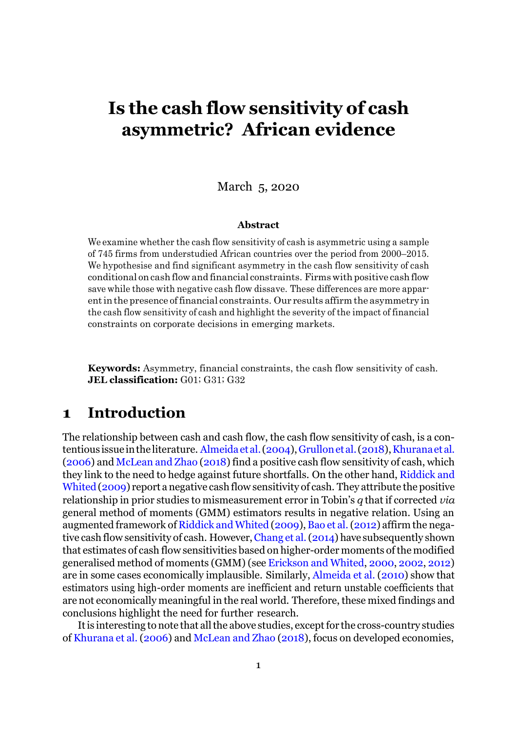# Is the cash flow sensitivity of cash asymmetric? African evidence

March 5, 2020

### Abstract

We examine whether the cash flow sensitivity of cash is asymmetric using a sample of 745 firms from understudied African countries over the period from 2000–2015. We hypothesise and find significant asymmetry in the cash flow sensitivity of cash conditional on cash flow and financial constraints. Firms with positive cash flow save while those with negative cash flow dissave. These differences are more apparent in the presence of financial constraints. Our results affirm the asymmetry in the cash flow sensitivity of cash and highlight the severity of the impact of financial constraints on corporate decisions in emerging markets.

**Keywords:** Asymmetry, financial constraints, the cash flow sensitivity of cash.
**JEL classification:** G01; G31; G32

## 1 Introduction

The relationship between cash and cash flow, the cash flow sensitivity of cash, is a contentious issue in the literature. Almeida et al. (2004), Grullon et al. (2018), Khurana et al. (2006) and McLean and Zhao (2018) find a positive cash flow sensitivity of cash, which they link to the need to hedge against future shortfalls. On the other hand, Riddick and Whited (2009) report a negative cash flow sensitivity of cash. They attribute the positive relationship in prior studies to mismeasurement error in Tobin's $q$ that if corrected *via* general method of moments (GMM) estimators results in negative relation. Using an augmented framework of Riddick and Whited (2009), Bao et al. (2012) affirm the negative cash flow sensitivity of cash. However, Chang et al. (2014) have subsequently shown that estimates of cash flow sensitivities based on higher-order moments of the modified generalised method of moments (GMM) (see Erickson and Whited, 2000, 2002, 2012) are in some cases economically implausible. Similarly, Almeida et al. (2010) show that estimators using high-order moments are inefficient and return unstable coefficients that are not economically meaningful in the real world. Therefore, these mixed findings and conclusions highlight the need for further research.

It is interesting to note that all the above studies, except for the cross-country studies of Khurana et al. (2006) and McLean and Zhao (2018), focus on developed economies,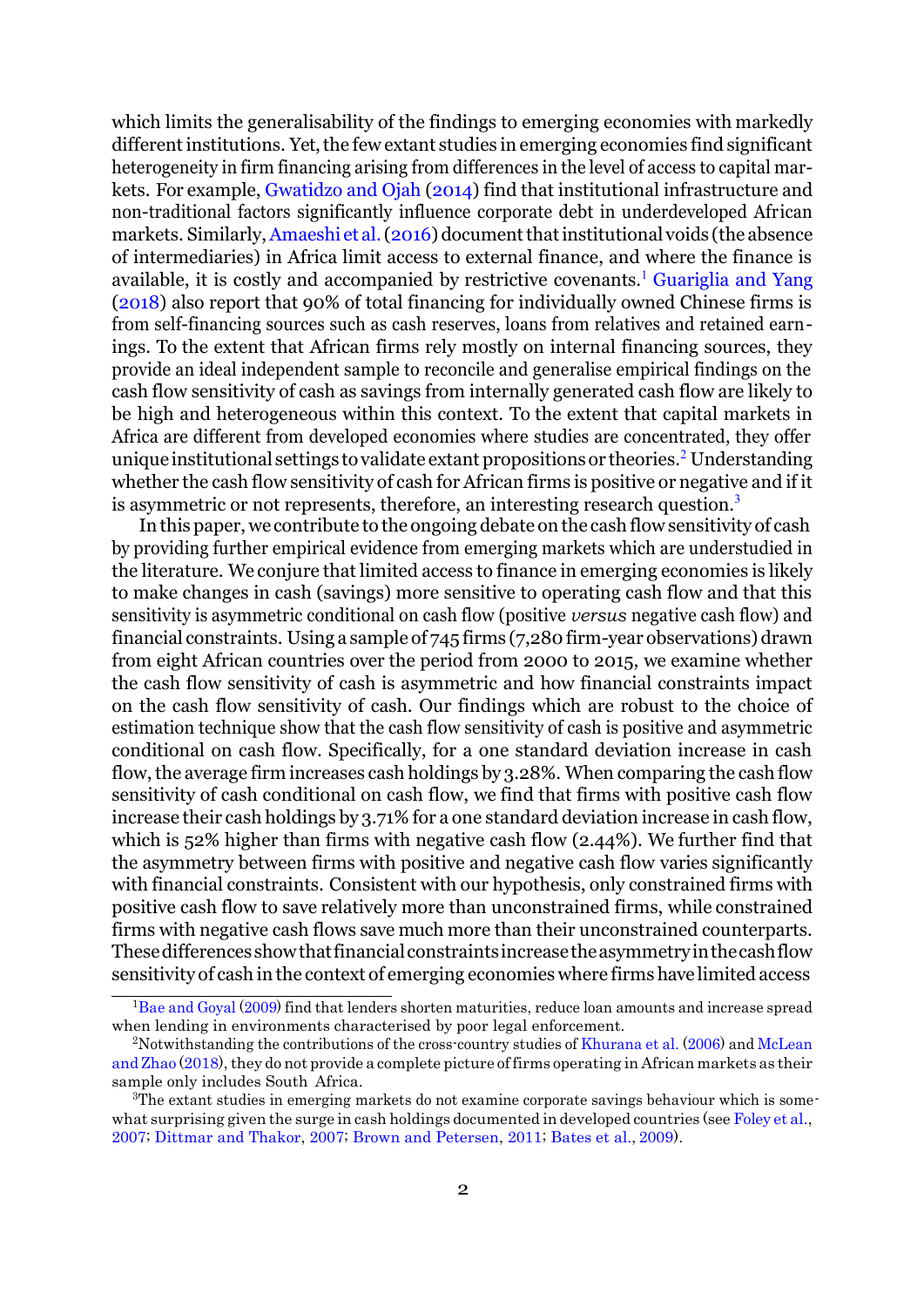which limits the generalisability of the findings to emerging economies with markedly different institutions. Yet, the few extant studies in emerging economies find significant heterogeneity in firm financing arising from differences in the level of access to capital markets. For example, Gwatidzo and Ojah (2014) find that institutional infrastructure and non-traditional factors significantly influence corporate debt in underdeveloped African markets. Similarly, Amaeshi et al. (2016) document that institutional voids (the absence of intermediaries) in Africa limit access to external finance, and where the finance is available, it is costly and accompanied by restrictive covenants.[1] Guariglia and Yang (2018) also report that 90% of total financing for individually owned Chinese firms is from self-financing sources such as cash reserves, loans from relatives and retained earnings. To the extent that African firms rely mostly on internal financing sources, they provide an ideal independent sample to reconcile and generalise empirical findings on the cash flow sensitivity of cash as savings from internally generated cash flow are likely to be high and heterogeneous within this context. To the extent that capital markets in Africa are different from developed economies where studies are concentrated, they offer unique institutional settings to validate extant propositions or theories.[2] Understanding whether the cash flow sensitivity of cash for African firms is positive or negative and if it is asymmetric or not represents, therefore, an interesting research question.[3]

In this paper, we contribute to the ongoing debate on the cash flow sensitivity of cash by providing further empirical evidence from emerging markets which are understudied in the literature. We conjure that limited access to finance in emerging economies is likely to make changes in cash (savings) more sensitive to operating cash flow and that this sensitivity is asymmetric conditional on cash flow (positive *versus* negative cash flow) and financial constraints. Using a sample of 745 firms (7,280 firm-year observations) drawn from eight African countries over the period from 2000 to 2015, we examine whether the cash flow sensitivity of cash is asymmetric and how financial constraints impact on the cash flow sensitivity of cash. Our findings which are robust to the choice of estimation technique show that the cash flow sensitivity of cash is positive and asymmetric conditional on cash flow. Specifically, for a one standard deviation increase in cash flow, the average firm increases cash holdings by 3.28%. When comparing the cash flow sensitivity of cash conditional on cash flow, we find that firms with positive cash flow increase their cash holdings by 3.71% for a one standard deviation increase in cash flow, which is 52% higher than firms with negative cash flow (2.44%). We further find that the asymmetry between firms with positive and negative cash flow varies significantly with financial constraints. Consistent with our hypothesis, only constrained firms with positive cash flow to save relatively more than unconstrained firms, while constrained firms with negative cash flows save much more than their unconstrained counterparts. These differences show that financial constraints increase the asymmetry in the cash flow sensitivity of cash in the context of emerging economies where firms have limited access

[1] Bae and Goyal (2009) find that lenders shorten maturities, reduce loan amounts and increase spread when lending in environments characterised by poor legal enforcement.

[2] Notwithstanding the contributions of the cross-country studies of Khurana et al. (2006) and McLean and Zhao (2018), they do not provide a complete picture of firms operating in African markets as their sample only includes South Africa.

[3] The extant studies in emerging markets do not examine corporate savings behaviour which is somewhat surprising given the surge in cash holdings documented in developed countries (see Foley et al., 2007; Dittmar and Thakor, 2007; Brown and Petersen, 2011; Bates et al., 2009).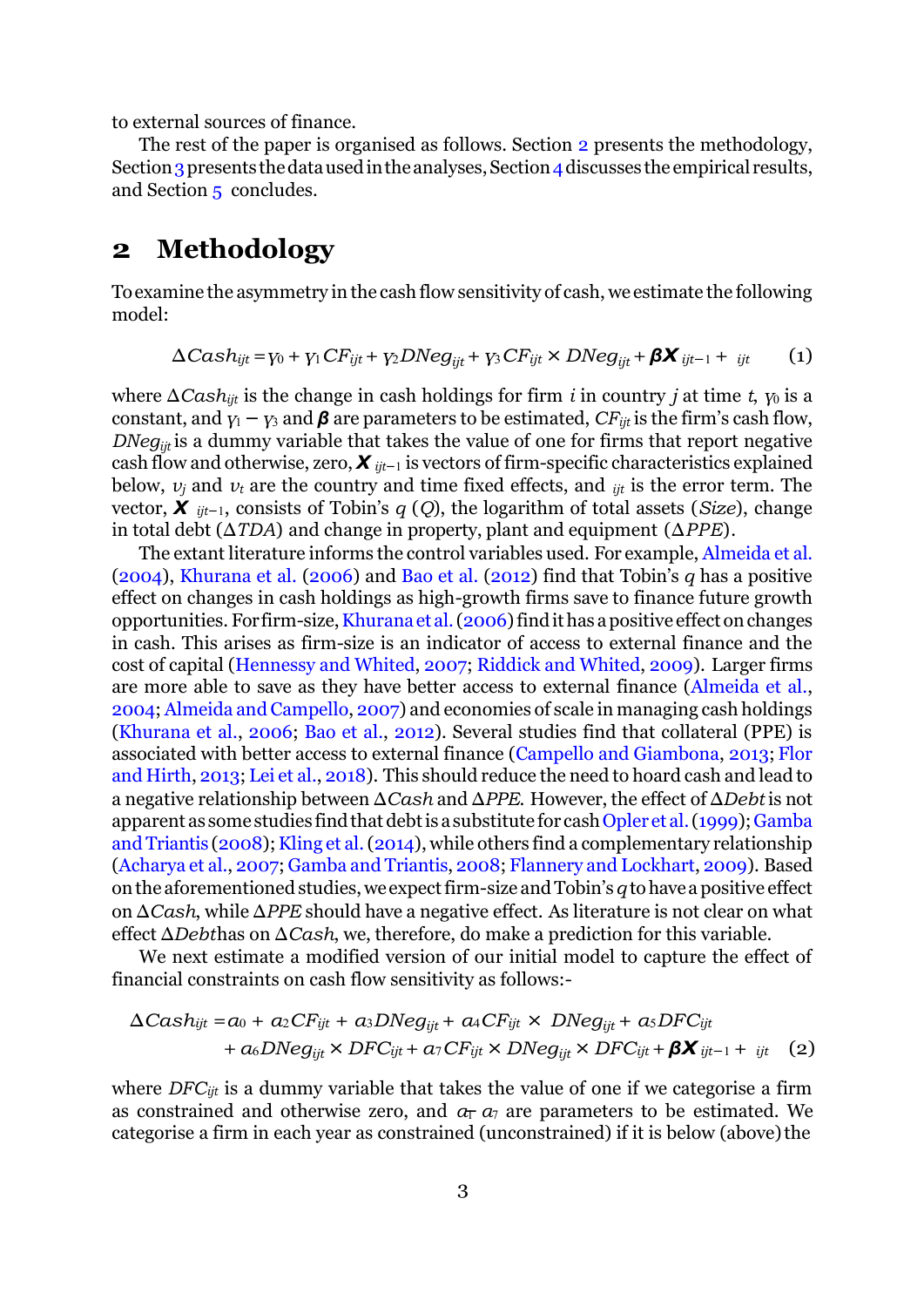to external sources of finance.

The rest of the paper is organised as follows. Section 2 presents the methodology, Section 3 presents the data used in the analyses, Section 4 discusses the empirical results, and Section 5 concludes.

## 2 Methodology

To examine the asymmetry in the cash flow sensitivity of cash, we estimate the following model:

$$\Delta Cash_{ijt} = \gamma_0 + \gamma_1 CF_{ijt} + \gamma_2 DNeg_{ijt} + \gamma_3 CF_{ijt} \times DNeg_{ijt} + \boldsymbol{\beta X}_{ijt-1} + \epsilon_{ijt} \tag{1}$$

where $\Delta Cash_{ijt}$ is the change in cash holdings for firm $i$ in country $j$ at time $t$, $\gamma_0$ is a constant, and $\gamma_1 - \gamma_3$ and $\boldsymbol{\beta}$ are parameters to be estimated, $CF_{ijt}$ is the firm's cash flow, $DNeg_{ijt}$ is a dummy variable that takes the value of one for firms that report negative cash flow and otherwise, zero, $\boldsymbol{X}_{ijt-1}$ is vectors of firm-specific characteristics explained below, $\upsilon_j$ and $\upsilon_t$ are the country and time fixed effects, and $\epsilon_{ijt}$ is the error term. The vector, $\boldsymbol{X}_{ijt-1}$, consists of Tobin's $q$ ($Q$), the logarithm of total assets ($Size$), change in total debt ($\Delta TDA$) and change in property, plant and equipment ($\Delta PPE$).

The extant literature informs the control variables used. For example, Almeida et al. (2004), Khurana et al. (2006) and Bao et al. (2012) find that Tobin's $q$ has a positive effect on changes in cash holdings as high-growth firms save to finance future growth opportunities. For firm-size, Khurana et al. (2006) find it has a positive effect on changes in cash. This arises as firm-size is an indicator of access to external finance and the cost of capital (Hennessy and Whited, 2007; Riddick and Whited, 2009). Larger firms are more able to save as they have better access to external finance (Almeida et al., 2004; Almeida and Campello, 2007) and economies of scale in managing cash holdings (Khurana et al., 2006; Bao et al., 2012). Several studies find that collateral (PPE) is associated with better access to external finance (Campello and Giambona, 2013; Flor and Hirth, 2013; Lei et al., 2018). This should reduce the need to hoard cash and lead to a negative relationship between $\Delta Cash$ and $\Delta PPE$. However, the effect of $\Delta Debt$ is not apparent as some studies find that debt is a substitute for cash Opler et al. (1999); Gamba and Triantis (2008); Kling et al. (2014), while others find a complementary relationship (Acharya et al., 2007; Gamba and Triantis, 2008; Flannery and Lockhart, 2009). Based on the aforementioned studies, we expect firm-size and Tobin's $q$ to have a positive effect on $\Delta Cash$, while $\Delta PPE$ should have a negative effect. As literature is not clear on what effect $\Delta Debt$has on $\Delta Cash$, we, therefore, do make a prediction for this variable.

We next estimate a modified version of our initial model to capture the effect of financial constraints on cash flow sensitivity as follows:-

$$\begin{aligned}\Delta Cash_{ijt} = {} & \alpha_0 + \alpha_2 CF_{ijt} + \alpha_3 DNeg_{ijt} + \alpha_4 CF_{ijt} \times DNeg_{ijt} + \alpha_5 DFC_{ijt} \\ & + \alpha_6 DNeg_{ijt} \times DFC_{ijt} + \alpha_7 CF_{ijt} \times DNeg_{ijt} \times DFC_{ijt} + \boldsymbol{\beta X}_{ijt-1} + \epsilon_{ijt}\end{aligned} \tag{2}$$

where $DFC_{ijt}$ is a dummy variable that takes the value of one if we categorise a firm as constrained and otherwise zero, and $\alpha_1 - \alpha_7$ are parameters to be estimated. We categorise a firm in each year as constrained (unconstrained) if it is below (above) the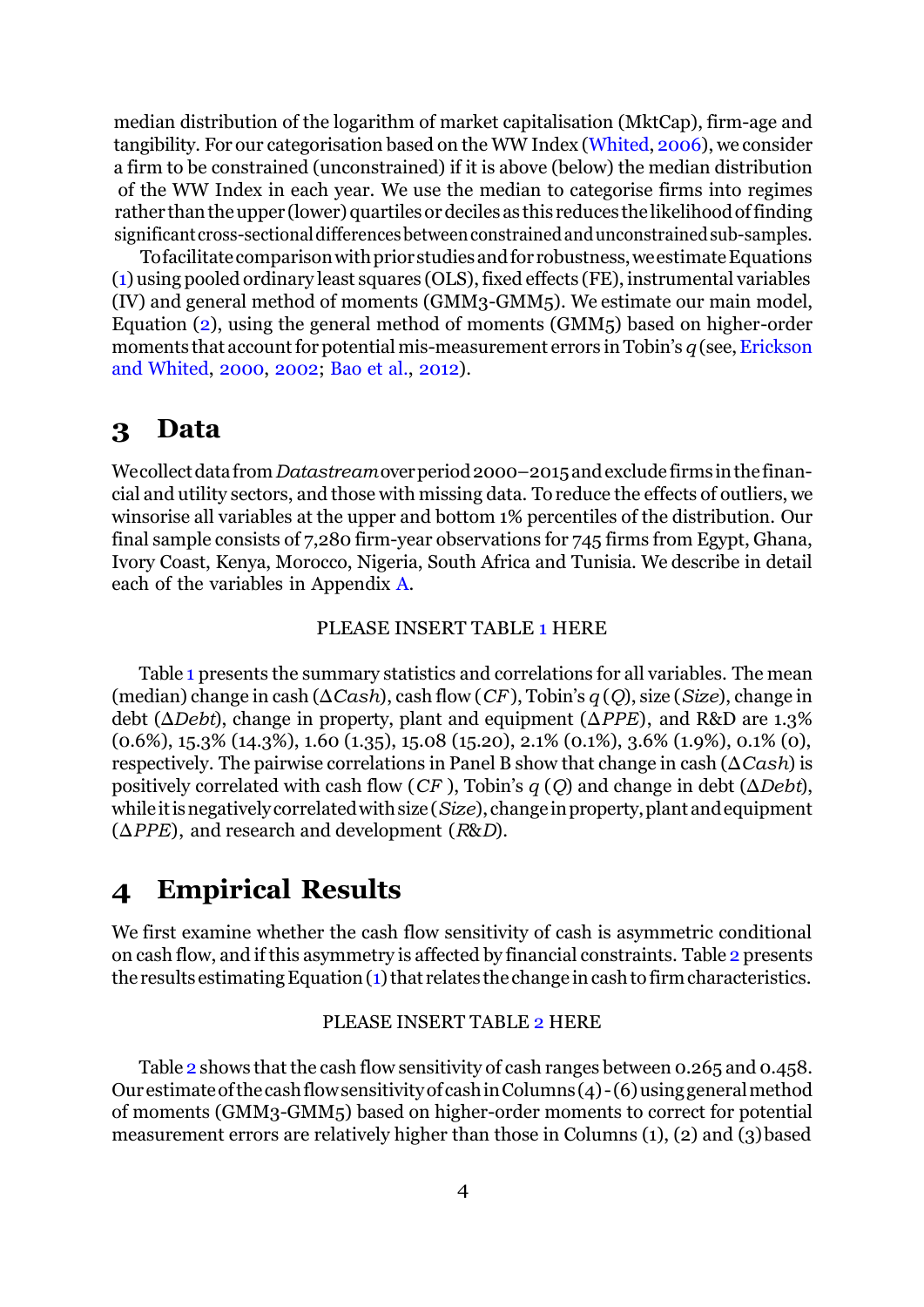median distribution of the logarithm of market capitalisation (MktCap), firm-age and tangibility. For our categorisation based on the WW Index (Whited, 2006), we consider a firm to be constrained (unconstrained) if it is above (below) the median distribution of the WW Index in each year. We use the median to categorise firms into regimes rather than the upper (lower) quartiles or deciles as this reduces the likelihood of finding significant cross-sectional differences between constrained and unconstrained sub-samples.

To facilitate comparison with prior studies and for robustness, we estimate Equations (1) using pooled ordinary least squares (OLS), fixed effects (FE), instrumental variables (IV) and general method of moments (GMM3-GMM5). We estimate our main model, Equation (2), using the general method of moments (GMM5) based on higher-order moments that account for potential mis-measurement errors in Tobin's $q$ (see, Erickson and Whited, 2000, 2002; Bao et al., 2012).

# 3 Data

We collect data from *Datastream* over period 2000–2015 and exclude firms in the financial and utility sectors, and those with missing data. To reduce the effects of outliers, we winsorise all variables at the upper and bottom 1% percentiles of the distribution. Our final sample consists of 7,280 firm-year observations for 745 firms from Egypt, Ghana, Ivory Coast, Kenya, Morocco, Nigeria, South Africa and Tunisia. We describe in detail each of the variables in Appendix A.

PLEASE INSERT TABLE 1 HERE

Table 1 presents the summary statistics and correlations for all variables. The mean (median) change in cash ($\Delta Cash$), cash flow ($CF$), Tobin's $q$ ($Q$), size ($Size$), change in debt ($\Delta Debt$), change in property, plant and equipment ($\Delta PPE$), and R&D are 1.3% (0.6%), 15.3% (14.3%), 1.60 (1.35), 15.08 (15.20), 2.1% (0.1%), 3.6% (1.9%), 0.1% (0), respectively. The pairwise correlations in Panel B show that change in cash ($\Delta Cash$) is positively correlated with cash flow ($CF$), Tobin's $q$ ($Q$) and change in debt ($\Delta Debt$), while it is negatively correlated with size ($Size$), change in property, plant and equipment ($\Delta PPE$), and research and development ($R\&D$).

# 4 Empirical Results

We first examine whether the cash flow sensitivity of cash is asymmetric conditional on cash flow, and if this asymmetry is affected by financial constraints. Table 2 presents the results estimating Equation (1) that relates the change in cash to firm characteristics.

PLEASE INSERT TABLE 2 HERE

Table 2 shows that the cash flow sensitivity of cash ranges between 0.265 and 0.458. Our estimate of the cash flow sensitivity of cash in Columns (4) - (6) using general method of moments (GMM3-GMM5) based on higher-order moments to correct for potential measurement errors are relatively higher than those in Columns (1), (2) and (3) based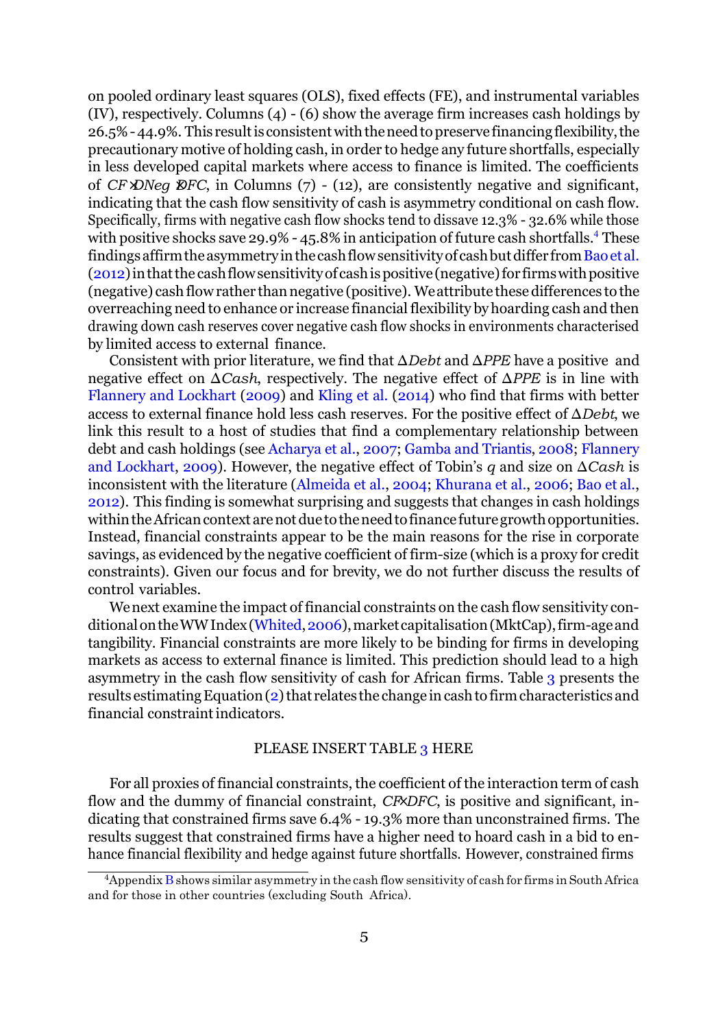on pooled ordinary least squares (OLS), fixed effects (FE), and instrumental variables (IV), respectively. Columns (4) - (6) show the average firm increases cash holdings by 26.5% - 44.9%. This result is consistent with the need to preserve financing flexibility, the precautionary motive of holding cash, in order to hedge any future shortfalls, especially in less developed capital markets where access to finance is limited. The coefficients of $CF \times DNeg \times DFC$, in Columns (7) - (12), are consistently negative and significant, indicating that the cash flow sensitivity of cash is asymmetry conditional on cash flow. Specifically, firms with negative cash flow shocks tend to dissave 12.3% - 32.6% while those with positive shocks save 29.9% - 45.8% in anticipation of future cash shortfalls.[4] These findings affirm the asymmetry in the cash flow sensitivity of cash but differ from Bao et al. (2012) in that the cash flow sensitivity of cash is positive (negative) for firms with positive (negative) cash flow rather than negative (positive). We attribute these differences to the overreaching need to enhance or increase financial flexibility by hoarding cash and then drawing down cash reserves cover negative cash flow shocks in environments characterised by limited access to external finance.

Consistent with prior literature, we find that $\Delta Debt$ and $\Delta PPE$ have a positive and negative effect on $\Delta Cash$, respectively. The negative effect of $\Delta PPE$ is in line with Flannery and Lockhart (2009) and Kling et al. (2014) who find that firms with better access to external finance hold less cash reserves. For the positive effect of $\Delta Debt$, we link this result to a host of studies that find a complementary relationship between debt and cash holdings (see Acharya et al., 2007; Gamba and Triantis, 2008; Flannery and Lockhart, 2009). However, the negative effect of Tobin's $q$ and size on $\Delta Cash$ is inconsistent with the literature (Almeida et al., 2004; Khurana et al., 2006; Bao et al., 2012). This finding is somewhat surprising and suggests that changes in cash holdings within the African context are not due to the need to finance future growth opportunities. Instead, financial constraints appear to be the main reasons for the rise in corporate savings, as evidenced by the negative coefficient of firm-size (which is a proxy for credit constraints). Given our focus and for brevity, we do not further discuss the results of control variables.

We next examine the impact of financial constraints on the cash flow sensitivity conditional on the WW Index (Whited, 2006), market capitalisation (MktCap), firm-age and tangibility. Financial constraints are more likely to be binding for firms in developing markets as access to external finance is limited. This prediction should lead to a high asymmetry in the cash flow sensitivity of cash for African firms. Table 3 presents the results estimating Equation (2) that relates the change in cash to firm characteristics and financial constraint indicators.

PLEASE INSERT TABLE 3 HERE

For all proxies of financial constraints, the coefficient of the interaction term of cash flow and the dummy of financial constraint, $CF \times DFC$, is positive and significant, indicating that constrained firms save 6.4% - 19.3% more than unconstrained firms. The results suggest that constrained firms have a higher need to hoard cash in a bid to enhance financial flexibility and hedge against future shortfalls. However, constrained firms

[4] Appendix B shows similar asymmetry in the cash flow sensitivity of cash for firms in South Africa and for those in other countries (excluding South Africa).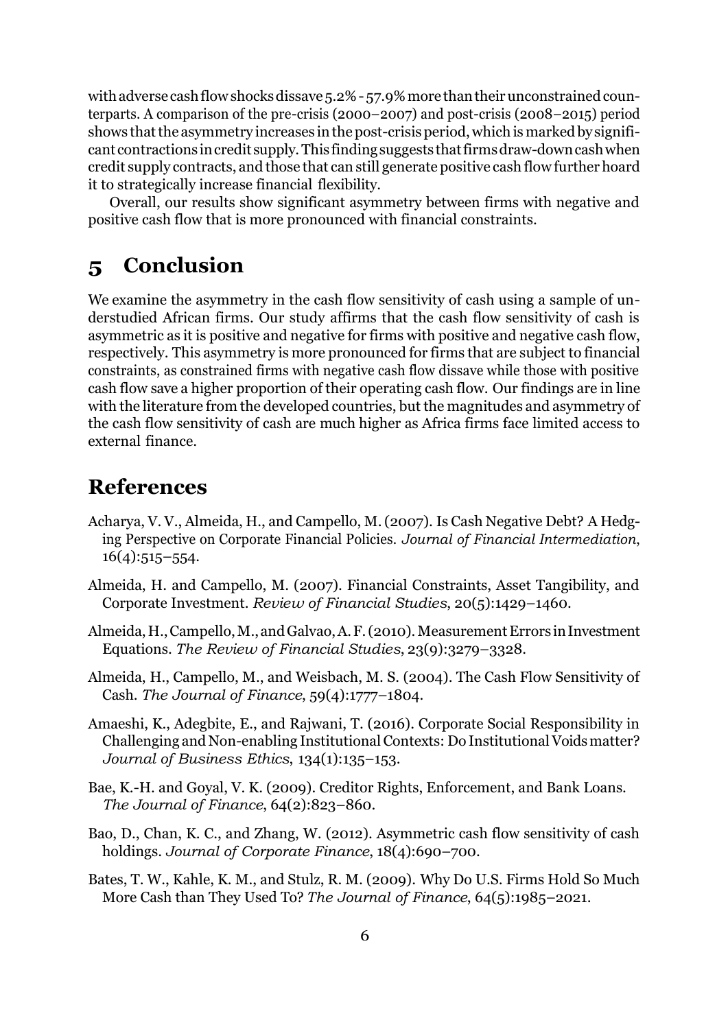with adverse cash flow shocks dissave 5.2% - 57.9% more than their unconstrained counterparts. A comparison of the pre-crisis (2000–2007) and post-crisis (2008–2015) period shows that the asymmetry increases in the post-crisis period, which is marked by significant contractions in credit supply. This finding suggests that firms draw-down cash when credit supply contracts, and those that can still generate positive cash flow further hoard it to strategically increase financial flexibility.

Overall, our results show significant asymmetry between firms with negative and positive cash flow that is more pronounced with financial constraints.

# 5 Conclusion

We examine the asymmetry in the cash flow sensitivity of cash using a sample of understudied African firms. Our study affirms that the cash flow sensitivity of cash is asymmetric as it is positive and negative for firms with positive and negative cash flow, respectively. This asymmetry is more pronounced for firms that are subject to financial constraints, as constrained firms with negative cash flow dissave while those with positive cash flow save a higher proportion of their operating cash flow. Our findings are in line with the literature from the developed countries, but the magnitudes and asymmetry of the cash flow sensitivity of cash are much higher as Africa firms face limited access to external finance.

# References

Acharya, V. V., Almeida, H., and Campello, M. (2007). Is Cash Negative Debt? A Hedging Perspective on Corporate Financial Policies. *Journal of Financial Intermediation*, 16(4):515–554.

Almeida, H. and Campello, M. (2007). Financial Constraints, Asset Tangibility, and Corporate Investment. *Review of Financial Studies*, 20(5):1429–1460.

Almeida, H., Campello, M., and Galvao, A. F. (2010). Measurement Errors in Investment Equations. *The Review of Financial Studies*, 23(9):3279–3328.

Almeida, H., Campello, M., and Weisbach, M. S. (2004). The Cash Flow Sensitivity of Cash. *The Journal of Finance*, 59(4):1777–1804.

Amaeshi, K., Adegbite, E., and Rajwani, T. (2016). Corporate Social Responsibility in Challenging and Non-enabling Institutional Contexts: Do Institutional Voids matter? *Journal of Business Ethics*, 134(1):135–153.

Bae, K.-H. and Goyal, V. K. (2009). Creditor Rights, Enforcement, and Bank Loans. *The Journal of Finance*, 64(2):823–860.

Bao, D., Chan, K. C., and Zhang, W. (2012). Asymmetric cash flow sensitivity of cash holdings. *Journal of Corporate Finance*, 18(4):690–700.

Bates, T. W., Kahle, K. M., and Stulz, R. M. (2009). Why Do U.S. Firms Hold So Much More Cash than They Used To? *The Journal of Finance*, 64(5):1985–2021.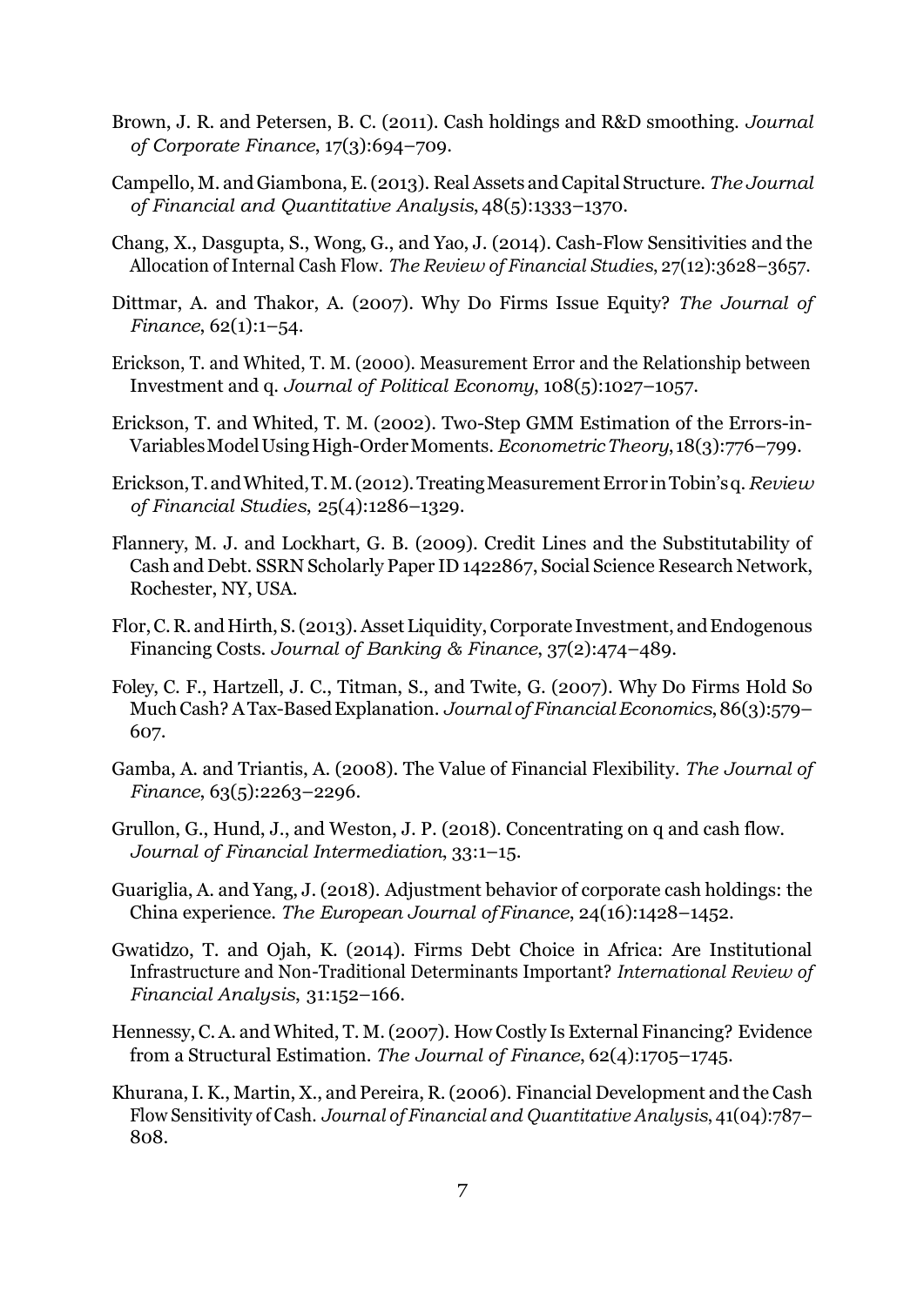Brown, J. R. and Petersen, B. C. (2011). Cash holdings and R&D smoothing. *Journal of Corporate Finance*, 17(3):694–709.

Campello, M. and Giambona, E. (2013). Real Assets and Capital Structure. *The Journal of Financial and Quantitative Analysis*, 48(5):1333–1370.

Chang, X., Dasgupta, S., Wong, G., and Yao, J. (2014). Cash-Flow Sensitivities and the Allocation of Internal Cash Flow. *The Review of Financial Studies*, 27(12):3628–3657.

Dittmar, A. and Thakor, A. (2007). Why Do Firms Issue Equity? *The Journal of Finance*, 62(1):1–54.

Erickson, T. and Whited, T. M. (2000). Measurement Error and the Relationship between Investment and q. *Journal of Political Economy*, 108(5):1027–1057.

Erickson, T. and Whited, T. M. (2002). Two-Step GMM Estimation of the Errors-in-Variables Model Using High-Order Moments. *Econometric Theory*, 18(3):776–799.

Erickson, T. and Whited, T. M. (2012). Treating Measurement Error in Tobin's q. *Review of Financial Studies*, 25(4):1286–1329.

Flannery, M. J. and Lockhart, G. B. (2009). Credit Lines and the Substitutability of Cash and Debt. SSRN Scholarly Paper ID 1422867, Social Science Research Network, Rochester, NY, USA.

Flor, C. R. and Hirth, S. (2013). Asset Liquidity, Corporate Investment, and Endogenous Financing Costs. *Journal of Banking & Finance*, 37(2):474–489.

Foley, C. F., Hartzell, J. C., Titman, S., and Twite, G. (2007). Why Do Firms Hold So Much Cash? A Tax-Based Explanation. *Journal of Financial Economics*, 86(3):579–607.

Gamba, A. and Triantis, A. (2008). The Value of Financial Flexibility. *The Journal of Finance*, 63(5):2263–2296.

Grullon, G., Hund, J., and Weston, J. P. (2018). Concentrating on q and cash flow. *Journal of Financial Intermediation*, 33:1–15.

Guariglia, A. and Yang, J. (2018). Adjustment behavior of corporate cash holdings: the China experience. *The European Journal of Finance*, 24(16):1428–1452.

Gwatidzo, T. and Ojah, K. (2014). Firms Debt Choice in Africa: Are Institutional Infrastructure and Non-Traditional Determinants Important? *International Review of Financial Analysis*, 31:152–166.

Hennessy, C. A. and Whited, T. M. (2007). How Costly Is External Financing? Evidence from a Structural Estimation. *The Journal of Finance*, 62(4):1705–1745.

Khurana, I. K., Martin, X., and Pereira, R. (2006). Financial Development and the Cash Flow Sensitivity of Cash. *Journal of Financial and Quantitative Analysis*, 41(04):787–808.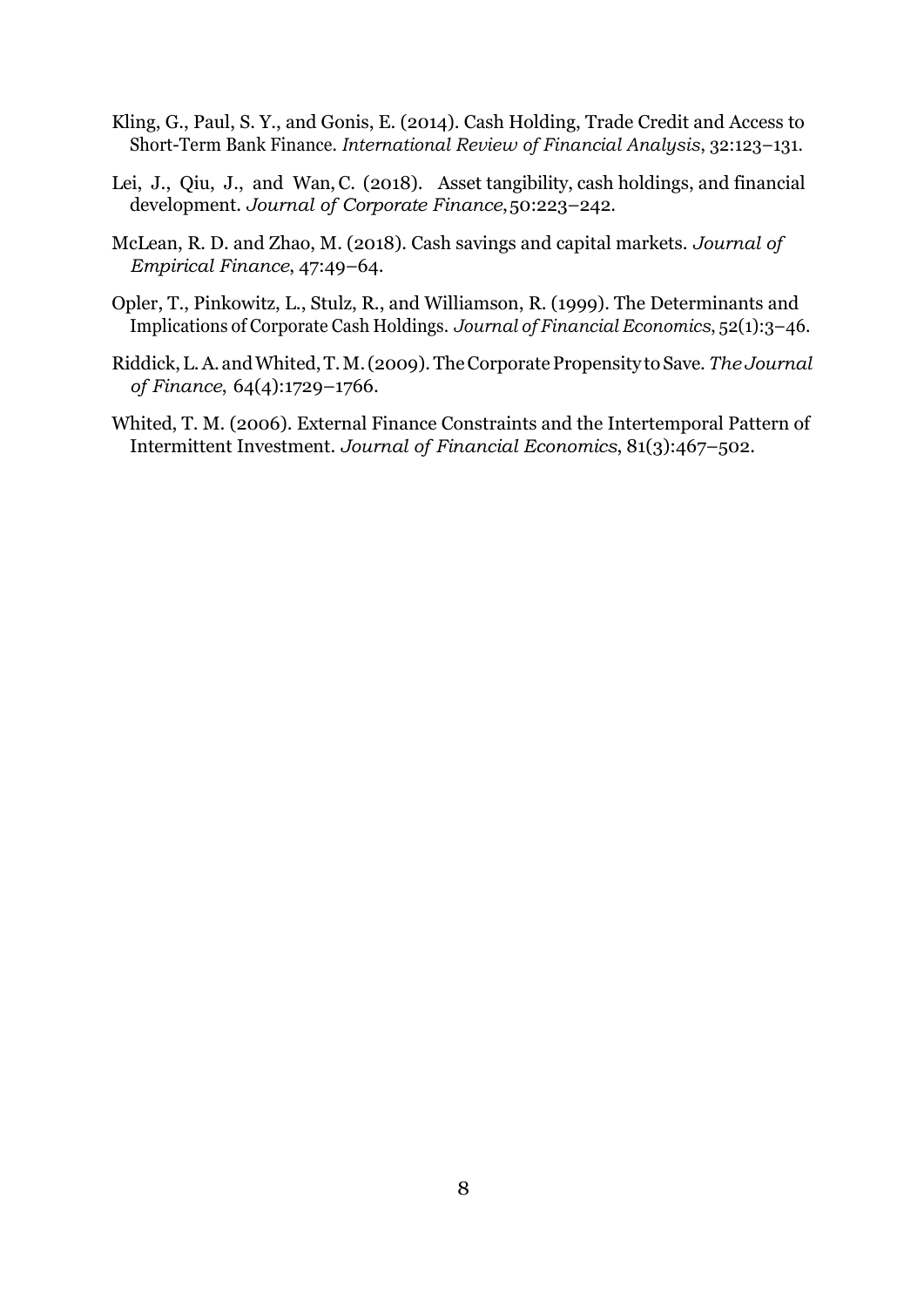Kling, G., Paul, S. Y., and Gonis, E. (2014). Cash Holding, Trade Credit and Access to Short-Term Bank Finance. *International Review of Financial Analysis*, 32:123–131.

Lei, J., Qiu, J., and Wan, C. (2018). Asset tangibility, cash holdings, and financial development. *Journal of Corporate Finance*, 50:223–242.

McLean, R. D. and Zhao, M. (2018). Cash savings and capital markets. *Journal of Empirical Finance*, 47:49–64.

Opler, T., Pinkowitz, L., Stulz, R., and Williamson, R. (1999). The Determinants and Implications of Corporate Cash Holdings. *Journal of Financial Economics*, 52(1):3–46.

Riddick, L. A. and Whited, T. M. (2009). The Corporate Propensity to Save. *The Journal of Finance*, 64(4):1729–1766.

Whited, T. M. (2006). External Finance Constraints and the Intertemporal Pattern of Intermittent Investment. *Journal of Financial Economics*, 81(3):467–502.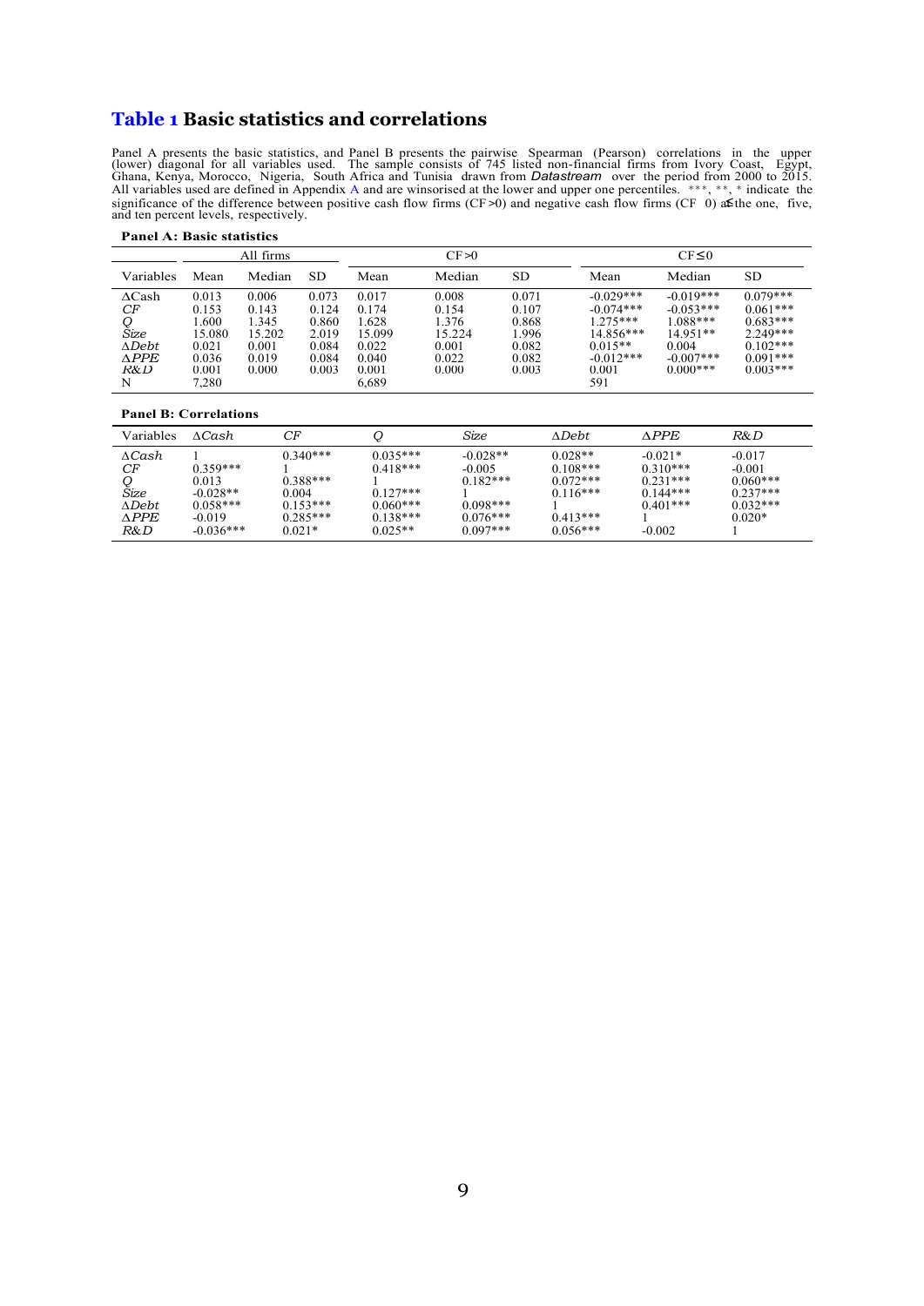## Table 1 Basic statistics and correlations

Panel A presents the basic statistics, and Panel B presents the pairwise Spearman (Pearson) correlations in the upper (lower) diagonal for all variables used. The sample consists of 745 listed non-financial firms from Ivory Coast, Egypt, Ghana, Kenya, Morocco, Nigeria, South Africa and Tunisia drawn from *Datastream* over the period from 2000 to 2015. All variables used are defined in Appendix A and are winsorised at the lower and upper one percentiles. \*\*\*, \*\*, \* indicate the significance of the difference between positive cash flow firms (CF >0) and negative cash flow firms (CF ≤ 0) at the one, five, and ten percent levels, respectively.

**Panel A: Basic statistics**

| | All firms | | | CF >0 | | | CF ≤ 0 | | |
|---|---|---|---|---|---|---|---|---|---|
| Variables | Mean | Median | SD | Mean | Median | SD | Mean | Median | SD |
| $\Delta Cash$ | 0.013 | 0.006 | 0.073 | 0.017 | 0.008 | 0.071 | -0.029*** | -0.019*** | 0.079*** |
| $CF$ | 0.153 | 0.143 | 0.124 | 0.174 | 0.154 | 0.107 | -0.074*** | -0.053*** | 0.061*** |
| $Q$ | 1.600 | 1.345 | 0.860 | 1.628 | 1.376 | 0.868 | 1.275*** | 1.088*** | 0.683*** |
| $Size$ | 15.080 | 15.202 | 2.019 | 15.099 | 15.224 | 1.996 | 14.856*** | 14.951** | 2.249*** |
| $\Delta Debt$ | 0.021 | 0.001 | 0.084 | 0.022 | 0.001 | 0.082 | 0.015** | 0.004 | 0.102*** |
| $\Delta PPE$ | 0.036 | 0.019 | 0.084 | 0.040 | 0.022 | 0.082 | -0.012*** | -0.007*** | 0.091*** |
| $R\&D$ | 0.001 | 0.000 | 0.003 | 0.001 | 0.000 | 0.003 | 0.001 | 0.000*** | 0.003*** |
| N | 7,280 | | | 6,689 | | | 591 | | |

**Panel B: Correlations**

| Variables | $\Delta Cash$ | $CF$ | $Q$ | $Size$ | $\Delta Debt$ | $\Delta PPE$ | $R\&D$ |
|---|---|---|---|---|---|---|---|
| $\Delta Cash$ | 1 | 0.340*** | 0.035*** | -0.028** | 0.028** | -0.021* | -0.017 |
| $CF$ | 0.359*** | 1 | 0.418*** | -0.005 | 0.108*** | 0.310*** | -0.001 |
| $Q$ | 0.013 | 0.388*** | 1 | 0.182*** | 0.072*** | 0.231*** | 0.060*** |
| $Size$ | -0.028** | 0.004 | 0.127*** | 1 | 0.116*** | 0.144*** | 0.237*** |
| $\Delta Debt$ | 0.058*** | 0.153*** | 0.060*** | 0.098*** | 1 | 0.401*** | 0.032*** |
| $\Delta PPE$ | -0.019 | 0.285*** | 0.138*** | 0.076*** | 0.413*** | 1 | 0.020* |
| $R\&D$ | -0.036*** | 0.021* | 0.025** | 0.097*** | 0.056*** | -0.002 | 1 |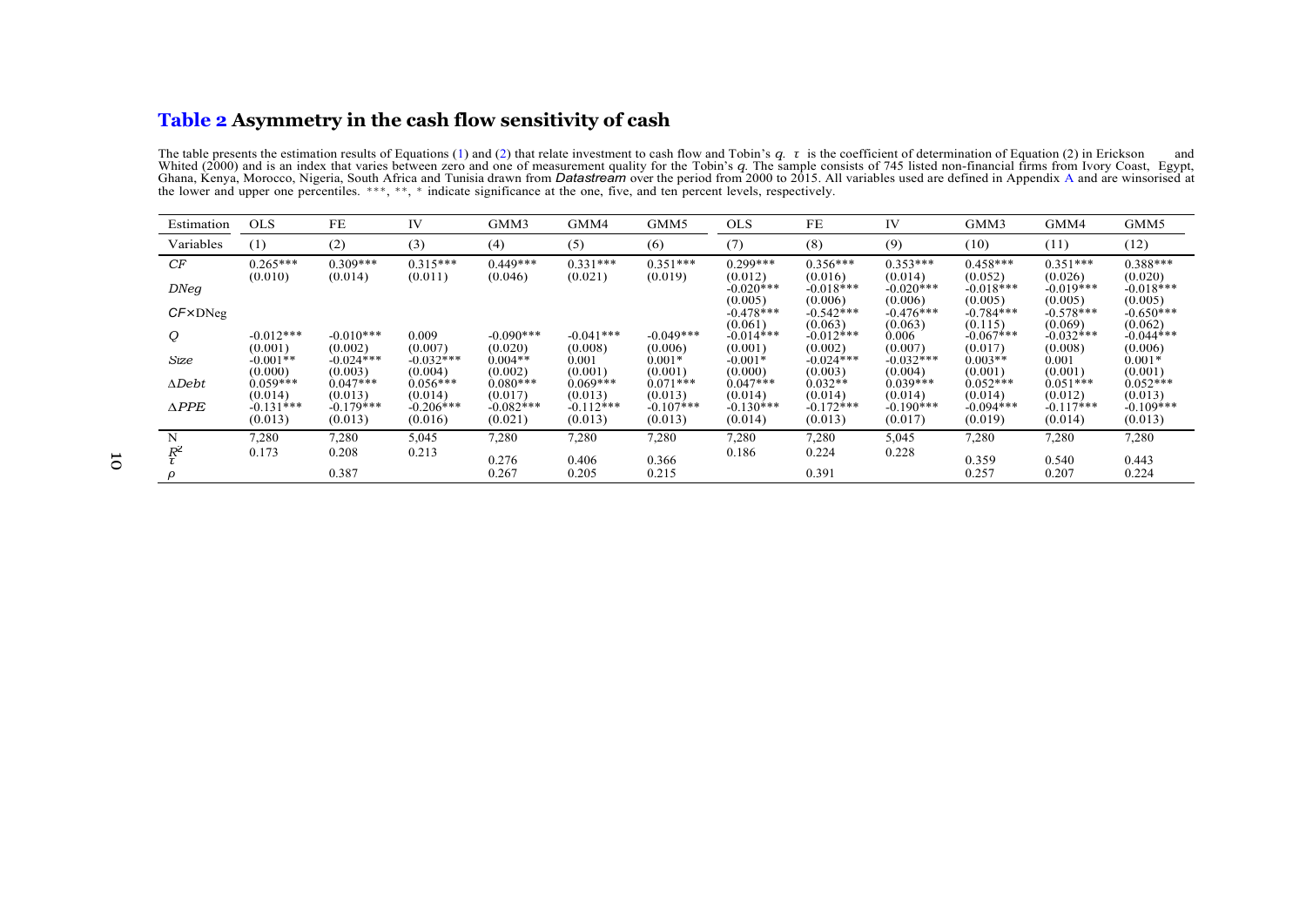**Table 2 Asymmetry in the cash flow sensitivity of cash**

The table presents the estimation results of Equations (1) and (2) that relate investment to cash flow and Tobin's $q$. $\tau$ is the coefficient of determination of Equation (2) in Erickson and Whited (2000) and is an index that varies between zero and one of measurement quality for the Tobin's $q$. The sample consists of 745 listed non-financial firms from Ivory Coast, Egypt, Ghana, Kenya, Morocco, Nigeria, South Africa and Tunisia drawn from *Datastream* over the period from 2000 to 2015. All variables used are defined in Appendix A and are winsorised at the lower and upper one percentiles. ***, **, * indicate significance at the one, five, and ten percent levels, respectively.

| Estimation | OLS | FE | IV | GMM3 | GMM4 | GMM5 | OLS | FE | IV | GMM3 | GMM4 | GMM5 |
|---|---|---|---|---|---|---|---|---|---|---|---|---|
| Variables | (1) | (2) | (3) | (4) | (5) | (6) | (7) | (8) | (9) | (10) | (11) | (12) |
| $CF$ | 0.265*** | 0.309*** | 0.315*** | 0.449*** | 0.331*** | 0.351*** | 0.299*** | 0.356*** | 0.353*** | 0.458*** | 0.351*** | 0.388*** |
| | (0.010) | (0.014) | (0.011) | (0.046) | (0.021) | (0.019) | (0.012) | (0.016) | (0.014) | (0.052) | (0.026) | (0.020) |
| $DNeg$ | | | | | | | -0.020*** | -0.018*** | -0.020*** | -0.018*** | -0.019*** | -0.018*** |
| | | | | | | | (0.005) | (0.006) | (0.006) | (0.005) | (0.005) | (0.005) |
| $CF\times$DNeg | | | | | | | -0.478*** | -0.542*** | -0.476*** | -0.784*** | -0.578*** | -0.650*** |
| | | | | | | | (0.061) | (0.063) | (0.063) | (0.115) | (0.069) | (0.062) |
| $Q$ | -0.012*** | -0.010*** | 0.009 | -0.090*** | -0.041*** | -0.049*** | -0.014*** | -0.012*** | 0.006 | -0.067*** | -0.032*** | -0.044*** |
| | (0.001) | (0.002) | (0.007) | (0.020) | (0.008) | (0.006) | (0.001) | (0.002) | (0.007) | (0.017) | (0.008) | (0.006) |
| $Size$ | -0.001** | -0.024*** | -0.032*** | 0.004** | 0.001 | 0.001* | -0.001* | -0.024*** | -0.032*** | 0.003** | 0.001 | 0.001* |
| | (0.000) | (0.003) | (0.004) | (0.002) | (0.001) | (0.001) | (0.000) | (0.003) | (0.004) | (0.001) | (0.001) | (0.001) |
| $\Delta Debt$ | 0.059*** | 0.047*** | 0.056*** | 0.080*** | 0.069*** | 0.071*** | 0.047*** | 0.032** | 0.039*** | 0.052*** | 0.051*** | 0.052*** |
| | (0.014) | (0.013) | (0.014) | (0.017) | (0.013) | (0.013) | (0.014) | (0.014) | (0.014) | (0.014) | (0.012) | (0.013) |
| $\Delta PPE$ | -0.131*** | -0.179*** | -0.206*** | -0.082*** | -0.112*** | -0.107*** | -0.130*** | -0.172*** | -0.190*** | -0.094*** | -0.117*** | -0.109*** |
| | (0.013) | (0.013) | (0.016) | (0.021) | (0.013) | (0.013) | (0.014) | (0.013) | (0.017) | (0.019) | (0.014) | (0.013) |
| N | 7,280 | 7,280 | 5,045 | 7,280 | 7,280 | 7,280 | 7,280 | 7,280 | 5,045 | 7,280 | 7,280 | 7,280 |
| $R^2$ | 0.173 | 0.208 | 0.213 | | | | 0.186 | 0.224 | 0.228 | | | |
| $\tau$ | | | | 0.276 | 0.406 | 0.366 | | | | 0.359 | 0.540 | 0.443 |
| $\rho$ | | 0.387 | | 0.267 | 0.205 | 0.215 | | 0.391 | | 0.257 | 0.207 | 0.224 |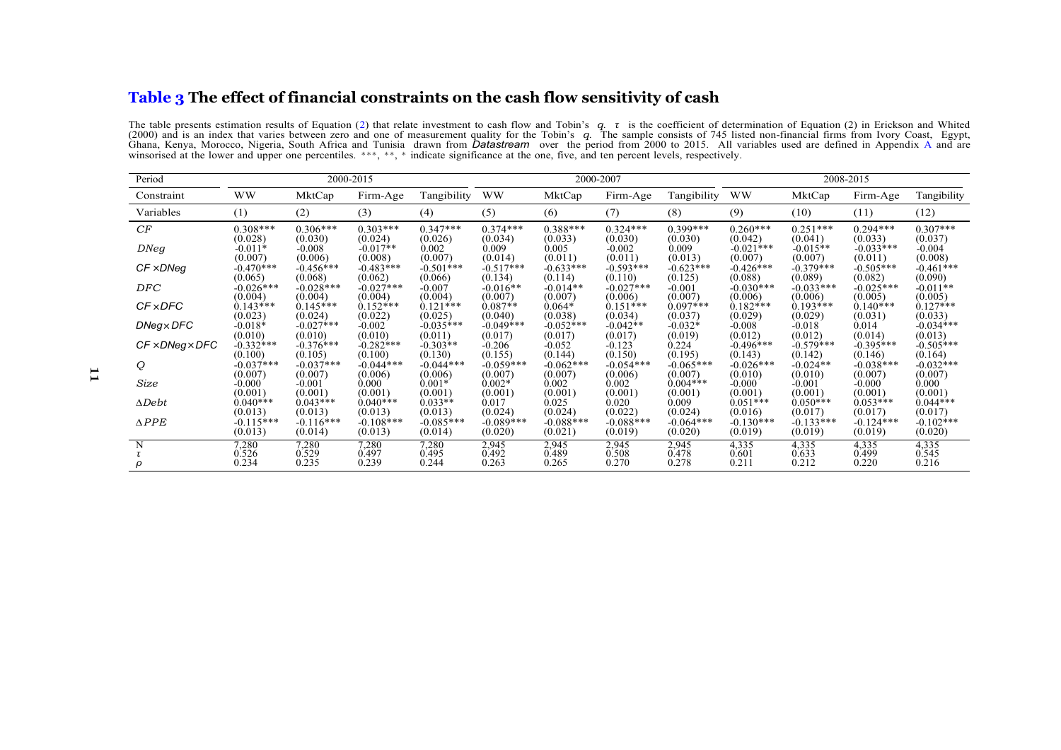## Table 3 The effect of financial constraints on the cash flow sensitivity of cash

The table presents estimation results of Equation (2) that relate investment to cash flow and Tobin's $q$. $\tau$ is the coefficient of determination of Equation (2) in Erickson and Whited (2000) and is an index that varies between zero and one of measurement quality for the Tobin's $q$. The sample consists of 745 listed non-financial firms from Ivory Coast, Egypt, Ghana, Kenya, Morocco, Nigeria, South Africa and Tunisia drawn from *Datastream* over the period from 2000 to 2015. All variables used are defined in Appendix A and are winsorised at the lower and upper one percentiles. ***, **, * indicate significance at the one, five, and ten percent levels, respectively.

| Period | 2000-2015 | | | | 2000-2007 | | | | 2008-2015 | | | |
|---|---|---|---|---|---|---|---|---|---|---|---|---|
| Constraint | WW | MktCap | Firm-Age | Tangibility | WW | MktCap | Firm-Age | Tangibility | WW | MktCap | Firm-Age | Tangibility |
| Variables | (1) | (2) | (3) | (4) | (5) | (6) | (7) | (8) | (9) | (10) | (11) | (12) |
| $CF$ | 0.308*** | 0.306*** | 0.303*** | 0.347*** | 0.374*** | 0.388*** | 0.324*** | 0.399*** | 0.260*** | 0.251*** | 0.294*** | 0.307*** |
| | (0.028) | (0.030) | (0.024) | (0.026) | (0.034) | (0.033) | (0.030) | (0.030) | (0.042) | (0.041) | (0.033) | (0.037) |
| $DNeg$ | -0.011* | -0.008 | -0.017** | 0.002 | 0.009 | 0.005 | -0.002 | 0.009 | -0.021*** | -0.015** | -0.033*** | -0.004 |
| | (0.007) | (0.006) | (0.008) | (0.007) | (0.014) | (0.011) | (0.011) | (0.013) | (0.007) | (0.007) | (0.011) | (0.008) |
| $CF \times DNeg$ | -0.470*** | -0.456*** | -0.483*** | -0.501*** | -0.517*** | -0.633*** | -0.593*** | -0.623*** | -0.426*** | -0.379*** | -0.505*** | -0.461*** |
| | (0.065) | (0.068) | (0.062) | (0.066) | (0.134) | (0.114) | (0.110) | (0.125) | (0.088) | (0.089) | (0.082) | (0.090) |
| $DFC$ | -0.026*** | -0.028*** | -0.027*** | -0.007 | -0.016** | -0.014** | -0.027*** | -0.001 | -0.030*** | -0.033*** | -0.025*** | -0.011** |
| | (0.004) | (0.004) | (0.004) | (0.004) | (0.007) | (0.007) | (0.006) | (0.007) | (0.006) | (0.006) | (0.005) | (0.005) |
| $CF \times DFC$ | 0.143*** | 0.145*** | 0.152*** | 0.121*** | 0.087** | 0.064* | 0.151*** | 0.097*** | 0.182*** | 0.193*** | 0.140*** | 0.127*** |
| | (0.023) | (0.024) | (0.022) | (0.025) | (0.040) | (0.038) | (0.034) | (0.037) | (0.029) | (0.029) | (0.031) | (0.033) |
| $DNeg \times DFC$ | -0.018* | -0.027*** | -0.002 | -0.035*** | -0.049*** | -0.052*** | -0.042** | -0.032* | -0.008 | -0.018 | 0.014 | -0.034*** |
| | (0.010) | (0.010) | (0.010) | (0.011) | (0.017) | (0.017) | (0.017) | (0.019) | (0.012) | (0.012) | (0.014) | (0.013) |
| $CF \times DNeg \times DFC$ | -0.332*** | -0.376*** | -0.282*** | -0.303** | -0.206 | -0.052 | -0.123 | 0.224 | -0.496*** | -0.579*** | -0.395*** | -0.505*** |
| | (0.100) | (0.105) | (0.100) | (0.130) | (0.155) | (0.144) | (0.150) | (0.195) | (0.143) | (0.142) | (0.146) | (0.164) |
| $Q$ | -0.037*** | -0.037*** | -0.044*** | -0.044*** | -0.059*** | -0.062*** | -0.054*** | -0.065*** | -0.026*** | -0.024** | -0.038*** | -0.032*** |
| | (0.007) | (0.007) | (0.006) | (0.006) | (0.007) | (0.007) | (0.006) | (0.007) | (0.010) | (0.010) | (0.007) | (0.007) |
| $Size$ | -0.000 | -0.001 | 0.000 | 0.001* | 0.002* | 0.002 | 0.002 | 0.004*** | -0.000 | -0.001 | -0.000 | 0.000 |
| | (0.001) | (0.001) | (0.001) | (0.001) | (0.001) | (0.001) | (0.001) | (0.001) | (0.001) | (0.001) | (0.001) | (0.001) |
| $\Delta Debt$ | 0.040*** | 0.043*** | 0.040*** | 0.033** | 0.017 | 0.025 | 0.020 | 0.009 | 0.051*** | 0.050*** | 0.053*** | 0.044*** |
| | (0.013) | (0.013) | (0.013) | (0.013) | (0.024) | (0.024) | (0.022) | (0.024) | (0.016) | (0.017) | (0.017) | (0.017) |
| $\Delta PPE$ | -0.115*** | -0.116*** | -0.108*** | -0.085*** | -0.089*** | -0.088*** | -0.088*** | -0.064*** | -0.130*** | -0.133*** | -0.124*** | -0.102*** |
| | (0.013) | (0.014) | (0.013) | (0.014) | (0.020) | (0.021) | (0.019) | (0.020) | (0.019) | (0.019) | (0.019) | (0.020) |
| N | 7,280 | 7,280 | 7,280 | 7,280 | 2,945 | 2,945 | 2,945 | 2,945 | 4,335 | 4,335 | 4,335 | 4,335 |
| $\tau$ | 0.526 | 0.529 | 0.497 | 0.495 | 0.492 | 0.489 | 0.508 | 0.478 | 0.601 | 0.633 | 0.499 | 0.545 |
| $\rho$ | 0.234 | 0.235 | 0.239 | 0.244 | 0.263 | 0.265 | 0.270 | 0.278 | 0.211 | 0.212 | 0.220 | 0.216 |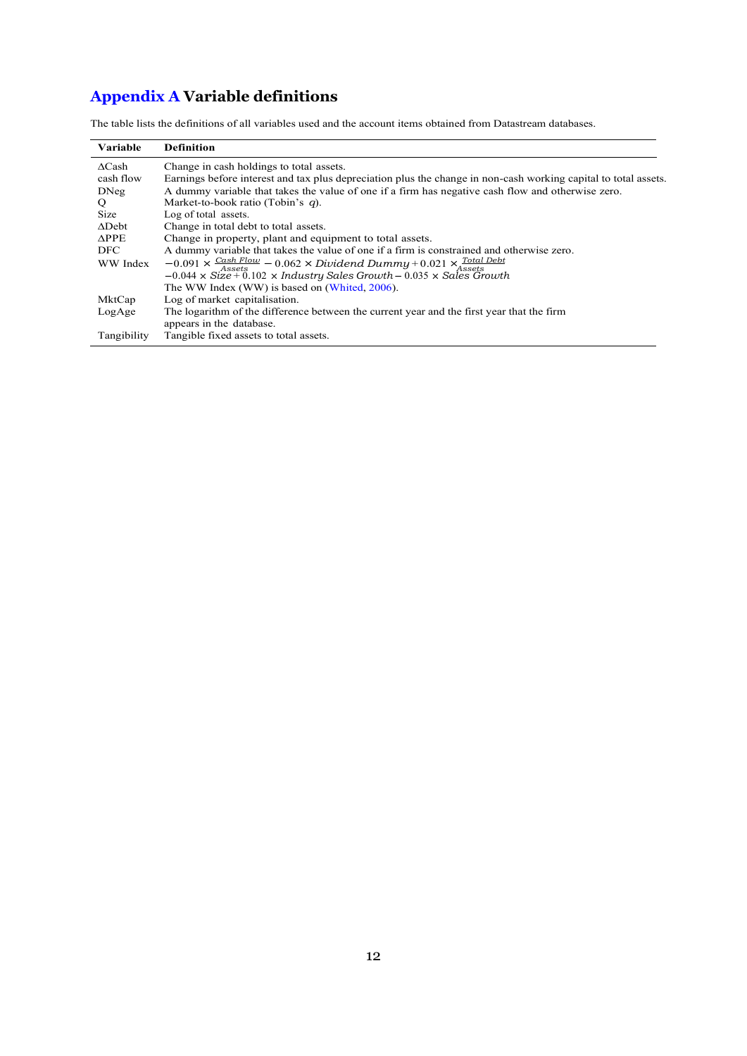# Appendix A Variable definitions

The table lists the definitions of all variables used and the account items obtained from Datastream databases.

| Variable | Definition |
|---|---|
| ΔCash | Change in cash holdings to total assets. |
| cash flow | Earnings before interest and tax plus depreciation plus the change in non-cash working capital to total assets. |
| DNeg | A dummy variable that takes the value of one if a firm has negative cash flow and otherwise zero. |
| Q | Market-to-book ratio (Tobin's $q$). |
| Size | Log of total assets. |
| ΔDebt | Change in total debt to total assets. |
| ΔPPE | Change in property, plant and equipment to total assets. |
| DFC | A dummy variable that takes the value of one if a firm is constrained and otherwise zero. |
| WW Index | $-0.091 \times \frac{Cash\ Flow}{Assets} - 0.062 \times Dividend\ Dummy + 0.021 \times \frac{Total\ Debt}{Assets}$ $-0.044 \times Size + 0.102 \times Industry\ Sales\ Growth - 0.035 \times Sales\ Growth$ The WW Index (WW) is based on (Whited, 2006). |
| MktCap | Log of market capitalisation. |
| LogAge | The logarithm of the difference between the current year and the first year that the firm appears in the database. |
| Tangibility | Tangible fixed assets to total assets. |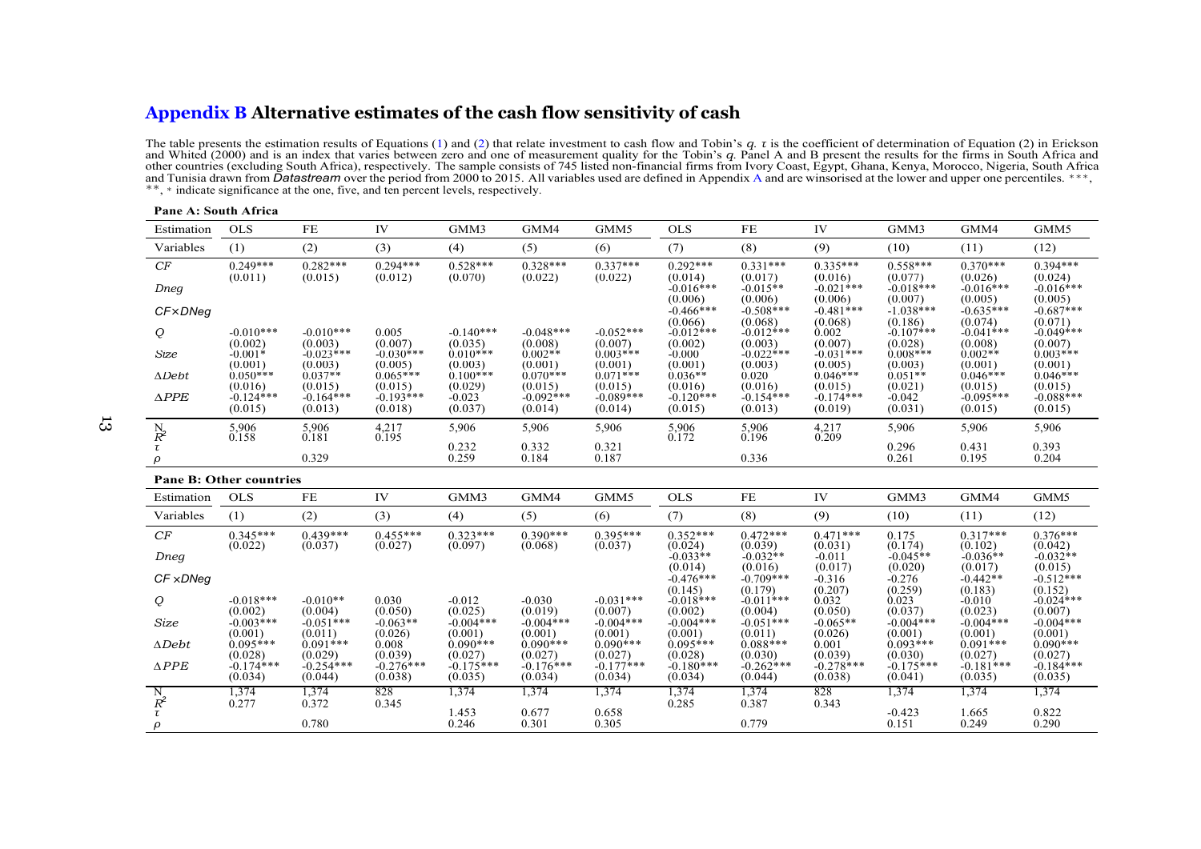## Appendix B Alternative estimates of the cash flow sensitivity of cash

The table presents the estimation results of Equations (1) and (2) that relate investment to cash flow and Tobin's $q$. $\tau$ is the coefficient of determination of Equation (2) in Erickson and Whited (2000) and is an index that varies between zero and one of measurement quality for the Tobin's $q$. Panel A and B present the results for the firms in South Africa and other countries (excluding South Africa), respectively. The sample consists of 745 listed non-financial firms from Ivory Coast, Egypt, Ghana, Kenya, Morocco, Nigeria, South Africa and Tunisia drawn from *Datastream* over the period from 2000 to 2015. All variables used are defined in Appendix A and are winsorised at the lower and upper one percentiles. ***, **, * indicate significance at the one, five, and ten percent levels, respectively.

**Pane A: South Africa**

| Estimation | OLS | FE | IV | GMM3 | GMM4 | GMM5 | OLS | FE | IV | GMM3 | GMM4 | GMM5 |
|---|---|---|---|---|---|---|---|---|---|---|---|---|
| Variables | (1) | (2) | (3) | (4) | (5) | (6) | (7) | (8) | (9) | (10) | (11) | (12) |
| *CF* | 0.249*** | 0.282*** | 0.294*** | 0.528*** | 0.328*** | 0.337*** | 0.292*** | 0.331*** | 0.335*** | 0.558*** | 0.370*** | 0.394*** |
| | (0.011) | (0.015) | (0.012) | (0.070) | (0.022) | (0.022) | (0.014) | (0.017) | (0.016) | (0.077) | (0.026) | (0.024) |
| *Dneg* | | | | | | | -0.016*** | -0.015** | -0.021*** | -0.018*** | -0.016*** | -0.016*** |
| | | | | | | | (0.006) | (0.006) | (0.006) | (0.007) | (0.005) | (0.005) |
| *CF×DNeg* | | | | | | | -0.466*** | -0.508*** | -0.481*** | -1.038*** | -0.635*** | -0.687*** |
| | | | | | | | (0.066) | (0.068) | (0.068) | (0.186) | (0.074) | (0.071) |
| *Q* | -0.010*** | -0.010*** | 0.005 | -0.140*** | -0.048*** | -0.052*** | -0.012*** | -0.012*** | 0.002 | -0.107*** | -0.041*** | -0.049*** |
| | (0.002) | (0.003) | (0.007) | (0.035) | (0.008) | (0.007) | (0.002) | (0.003) | (0.007) | (0.028) | (0.008) | (0.007) |
| *Size* | -0.001* | -0.023*** | -0.030*** | 0.010*** | 0.002** | 0.003*** | -0.000 | -0.022*** | -0.031*** | 0.008*** | 0.002** | 0.003*** |
| | (0.001) | (0.003) | (0.005) | (0.003) | (0.001) | (0.001) | (0.001) | (0.003) | (0.005) | (0.003) | (0.001) | (0.001) |
| *ΔDebt* | 0.050*** | 0.037** | 0.065*** | 0.100*** | 0.070*** | 0.071*** | 0.036** | 0.020 | 0.046*** | 0.051** | 0.046*** | 0.046*** |
| | (0.016) | (0.015) | (0.015) | (0.029) | (0.015) | (0.015) | (0.016) | (0.016) | (0.015) | (0.021) | (0.015) | (0.015) |
| *ΔPPE* | -0.124*** | -0.164*** | -0.193*** | -0.023 | -0.092*** | -0.089*** | -0.120*** | -0.154*** | -0.174*** | -0.042 | -0.095*** | -0.088*** |
| | (0.015) | (0.013) | (0.018) | (0.037) | (0.014) | (0.014) | (0.015) | (0.013) | (0.019) | (0.031) | (0.015) | (0.015) |
| N | 5,906 | 5,906 | 4,217 | 5,906 | 5,906 | 5,906 | 5,906 | 5,906 | 4,217 | 5,906 | 5,906 | 5,906 |
| $R^2$ | 0.158 | 0.181 | 0.195 | | | | 0.172 | 0.196 | 0.209 | | | |
| $\tau$ | | | | 0.232 | 0.332 | 0.321 | | | | 0.296 | 0.431 | 0.393 |
| $\rho$ | | 0.329 | | 0.259 | 0.184 | 0.187 | | 0.336 | | 0.261 | 0.195 | 0.204 |

**Pane B: Other countries**

| Estimation | OLS | FE | IV | GMM3 | GMM4 | GMM5 | OLS | FE | IV | GMM3 | GMM4 | GMM5 |
|---|---|---|---|---|---|---|---|---|---|---|---|---|
| Variables | (1) | (2) | (3) | (4) | (5) | (6) | (7) | (8) | (9) | (10) | (11) | (12) |
| *CF* | 0.345*** | 0.439*** | 0.455*** | 0.323*** | 0.390*** | 0.395*** | 0.352*** | 0.472*** | 0.471*** | 0.175 | 0.317*** | 0.376*** |
| | (0.022) | (0.037) | (0.027) | (0.097) | (0.068) | (0.037) | (0.024) | (0.039) | (0.031) | (0.174) | (0.102) | (0.042) |
| *Dneg* | | | | | | | -0.033** | -0.032** | -0.011 | -0.045** | -0.036** | -0.032** |
| | | | | | | | (0.014) | (0.016) | (0.017) | (0.020) | (0.017) | (0.015) |
| *CF ×DNeg* | | | | | | | -0.476*** | -0.709*** | -0.316 | -0.276 | -0.442** | -0.512*** |
| | | | | | | | (0.145) | (0.179) | (0.207) | (0.259) | (0.183) | (0.152) |
| *Q* | -0.018*** | -0.010** | 0.030 | -0.012 | -0.030 | -0.031*** | -0.018*** | -0.011*** | 0.032 | 0.023 | -0.010 | -0.024*** |
| | (0.002) | (0.004) | (0.050) | (0.025) | (0.019) | (0.007) | (0.002) | (0.004) | (0.050) | (0.037) | (0.023) | (0.007) |
| *Size* | -0.003*** | -0.051*** | -0.063** | -0.004*** | -0.004*** | -0.004*** | -0.004*** | -0.051*** | -0.065** | -0.004*** | -0.004*** | -0.004*** |
| | (0.001) | (0.011) | (0.026) | (0.001) | (0.001) | (0.001) | (0.001) | (0.011) | (0.026) | (0.001) | (0.001) | (0.001) |
| *ΔDebt* | 0.095*** | 0.091*** | 0.008 | 0.090*** | 0.090*** | 0.090*** | 0.095*** | 0.088*** | 0.001 | 0.093*** | 0.091*** | 0.090*** |
| | (0.028) | (0.029) | (0.039) | (0.027) | (0.027) | (0.027) | (0.028) | (0.030) | (0.039) | (0.030) | (0.027) | (0.027) |
| *ΔPPE* | -0.174*** | -0.254*** | -0.276*** | -0.175*** | -0.176*** | -0.177*** | -0.180*** | -0.262*** | -0.278*** | -0.175*** | -0.181*** | -0.184*** |
| | (0.034) | (0.044) | (0.038) | (0.035) | (0.034) | (0.034) | (0.034) | (0.044) | (0.038) | (0.041) | (0.035) | (0.035) |
| N | 1,374 | 1,374 | 828 | 1,374 | 1,374 | 1,374 | 1,374 | 1,374 | 828 | 1,374 | 1,374 | 1,374 |
| $R^2$ | 0.277 | 0.372 | 0.345 | | | | 0.285 | 0.387 | 0.343 | | | |
| $\tau$ | | | | 1.453 | 0.677 | 0.658 | | | | -0.423 | 1.665 | 0.822 |
| $\rho$ | | 0.780 | | 0.246 | 0.301 | 0.305 | | 0.779 | | 0.151 | 0.249 | 0.290 |